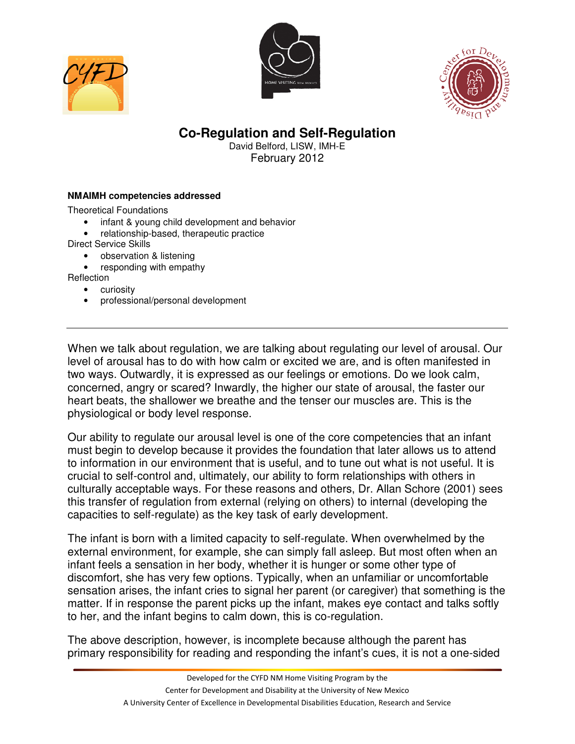# Co-Regulation and Self-Regulation

David Belford, LISW, IMH-E
February 2012

**NMAIMH competencies addressed**

Theoretical Foundations

- infant & young child development and behavior
- relationship-based, therapeutic practice

Direct Service Skills

- observation & listening
- responding with empathy

Reflection

- curiosity
- professional/personal development

---

When we talk about regulation, we are talking about regulating our level of arousal. Our level of arousal has to do with how calm or excited we are, and is often manifested in two ways. Outwardly, it is expressed as our feelings or emotions. Do we look calm, concerned, angry or scared? Inwardly, the higher our state of arousal, the faster our heart beats, the shallower we breathe and the tenser our muscles are. This is the physiological or body level response.

Our ability to regulate our arousal level is one of the core competencies that an infant must begin to develop because it provides the foundation that later allows us to attend to information in our environment that is useful, and to tune out what is not useful. It is crucial to self-control and, ultimately, our ability to form relationships with others in culturally acceptable ways. For these reasons and others, Dr. Allan Schore (2001) sees this transfer of regulation from external (relying on others) to internal (developing the capacities to self-regulate) as the key task of early development.

The infant is born with a limited capacity to self-regulate. When overwhelmed by the external environment, for example, she can simply fall asleep. But most often when an infant feels a sensation in her body, whether it is hunger or some other type of discomfort, she has very few options. Typically, when an unfamiliar or uncomfortable sensation arises, the infant cries to signal her parent (or caregiver) that something is the matter. If in response the parent picks up the infant, makes eye contact and talks softly to her, and the infant begins to calm down, this is co-regulation.

The above description, however, is incomplete because although the parent has primary responsibility for reading and responding the infant's cues, it is not a one-sided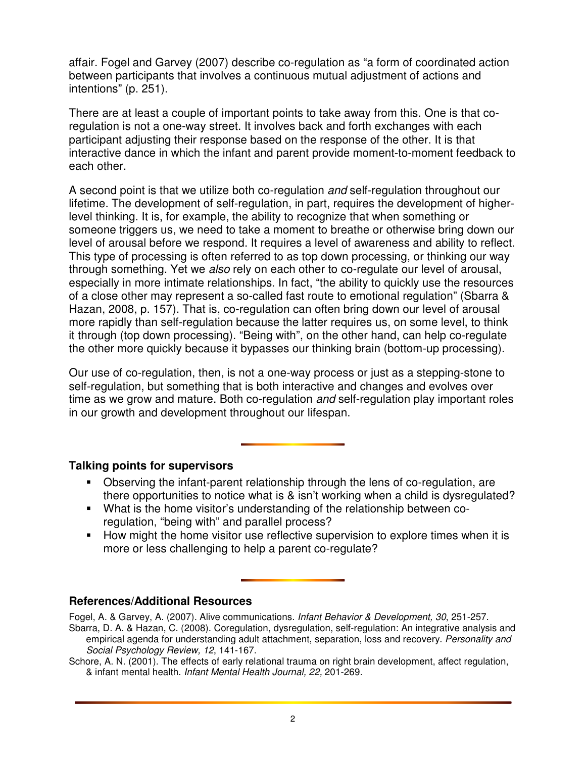affair. Fogel and Garvey (2007) describe co-regulation as "a form of coordinated action between participants that involves a continuous mutual adjustment of actions and intentions" (p. 251).

There are at least a couple of important points to take away from this. One is that co-regulation is not a one-way street. It involves back and forth exchanges with each participant adjusting their response based on the response of the other. It is that interactive dance in which the infant and parent provide moment-to-moment feedback to each other.

A second point is that we utilize both co-regulation *and* self-regulation throughout our lifetime. The development of self-regulation, in part, requires the development of higher-level thinking. It is, for example, the ability to recognize that when something or someone triggers us, we need to take a moment to breathe or otherwise bring down our level of arousal before we respond. It requires a level of awareness and ability to reflect. This type of processing is often referred to as top down processing, or thinking our way through something. Yet we *also* rely on each other to co-regulate our level of arousal, especially in more intimate relationships. In fact, "the ability to quickly use the resources of a close other may represent a so-called fast route to emotional regulation" (Sbarra & Hazan, 2008, p. 157). That is, co-regulation can often bring down our level of arousal more rapidly than self-regulation because the latter requires us, on some level, to think it through (top down processing). "Being with", on the other hand, can help co-regulate the other more quickly because it bypasses our thinking brain (bottom-up processing).

Our use of co-regulation, then, is not a one-way process or just as a stepping-stone to self-regulation, but something that is both interactive and changes and evolves over time as we grow and mature. Both co-regulation *and* self-regulation play important roles in our growth and development throughout our lifespan.

### Talking points for supervisors

- Observing the infant-parent relationship through the lens of co-regulation, are there opportunities to notice what is & isn't working when a child is dysregulated?
- What is the home visitor's understanding of the relationship between co-regulation, "being with" and parallel process?
- How might the home visitor use reflective supervision to explore times when it is more or less challenging to help a parent co-regulate?

### References/Additional Resources

Fogel, A. & Garvey, A. (2007). Alive communications. *Infant Behavior & Development, 30*, 251-257.

Sbarra, D. A. & Hazan, C. (2008). Coregulation, dysregulation, self-regulation: An integrative analysis and empirical agenda for understanding adult attachment, separation, loss and recovery. *Personality and Social Psychology Review, 12*, 141-167.

Schore, A. N. (2001). The effects of early relational trauma on right brain development, affect regulation, & infant mental health. *Infant Mental Health Journal, 22,* 201-269.